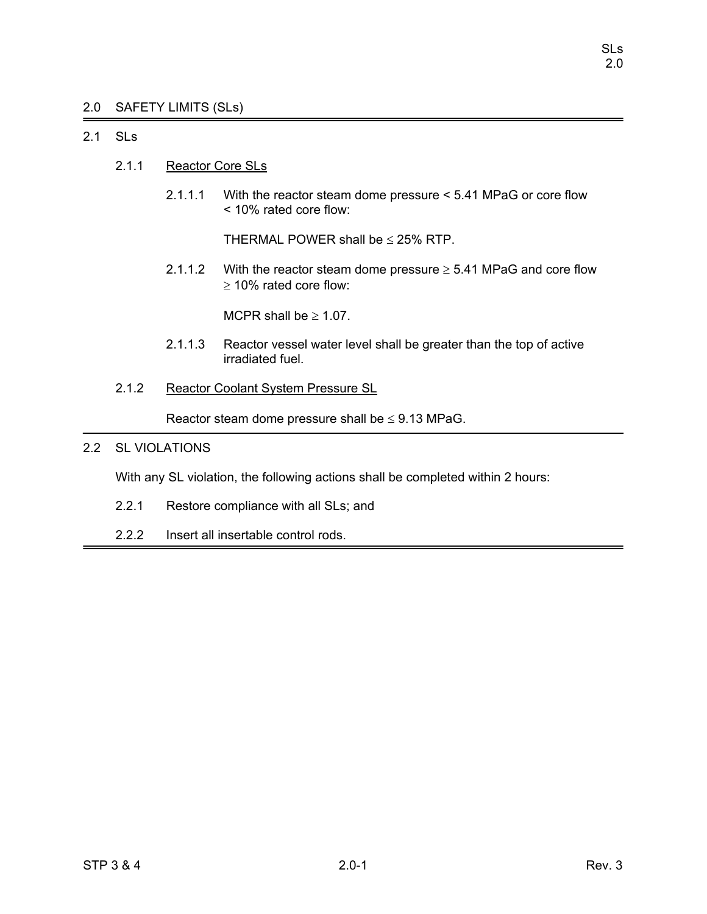# 2.0 SAFETY LIMITS (SLs)

## 2.1 SLs

### 2.1.1 Reactor Core SLs

2.1.1.1 With the reactor steam dome pressure < 5.41 MPaG or core flow < 10% rated core flow:

THERMAL POWER shall be ≤ 25% RTP.

2.1.1.2 With the reactor steam dome pressure ≥ 5.41 MPaG and core flow ≥ 10% rated core flow:

MCPR shall be ≥ 1.07.

2.1.1.3 Reactor vessel water level shall be greater than the top of active irradiated fuel.

### 2.1.2 Reactor Coolant System Pressure SL

Reactor steam dome pressure shall be ≤ 9.13 MPaG.

## 2.2 SL VIOLATIONS

With any SL violation, the following actions shall be completed within 2 hours:

2.2.1 Restore compliance with all SLs; and

2.2.2 Insert all insertable control rods.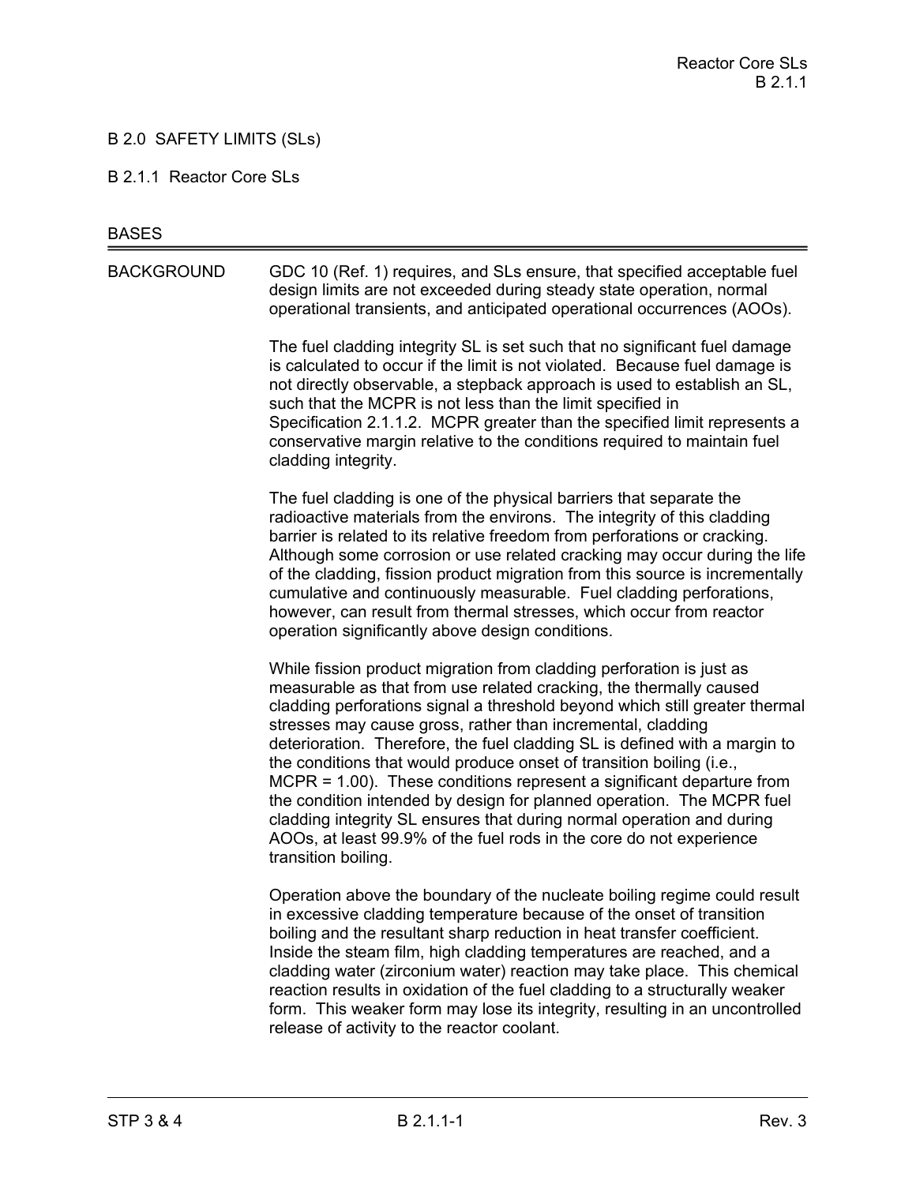# B 2.0 SAFETY LIMITS (SLs)

## B 2.1.1 Reactor Core SLs

### BASES

**BACKGROUND**

GDC 10 (Ref. 1) requires, and SLs ensure, that specified acceptable fuel design limits are not exceeded during steady state operation, normal operational transients, and anticipated operational occurrences (AOOs).

The fuel cladding integrity SL is set such that no significant fuel damage is calculated to occur if the limit is not violated. Because fuel damage is not directly observable, a stepback approach is used to establish an SL, such that the MCPR is not less than the limit specified in Specification 2.1.1.2. MCPR greater than the specified limit represents a conservative margin relative to the conditions required to maintain fuel cladding integrity.

The fuel cladding is one of the physical barriers that separate the radioactive materials from the environs. The integrity of this cladding barrier is related to its relative freedom from perforations or cracking. Although some corrosion or use related cracking may occur during the life of the cladding, fission product migration from this source is incrementally cumulative and continuously measurable. Fuel cladding perforations, however, can result from thermal stresses, which occur from reactor operation significantly above design conditions.

While fission product migration from cladding perforation is just as measurable as that from use related cracking, the thermally caused cladding perforations signal a threshold beyond which still greater thermal stresses may cause gross, rather than incremental, cladding deterioration. Therefore, the fuel cladding SL is defined with a margin to the conditions that would produce onset of transition boiling (i.e., MCPR = 1.00). These conditions represent a significant departure from the condition intended by design for planned operation. The MCPR fuel cladding integrity SL ensures that during normal operation and during AOOs, at least 99.9% of the fuel rods in the core do not experience transition boiling.

Operation above the boundary of the nucleate boiling regime could result in excessive cladding temperature because of the onset of transition boiling and the resultant sharp reduction in heat transfer coefficient. Inside the steam film, high cladding temperatures are reached, and a cladding water (zirconium water) reaction may take place. This chemical reaction results in oxidation of the fuel cladding to a structurally weaker form. This weaker form may lose its integrity, resulting in an uncontrolled release of activity to the reactor coolant.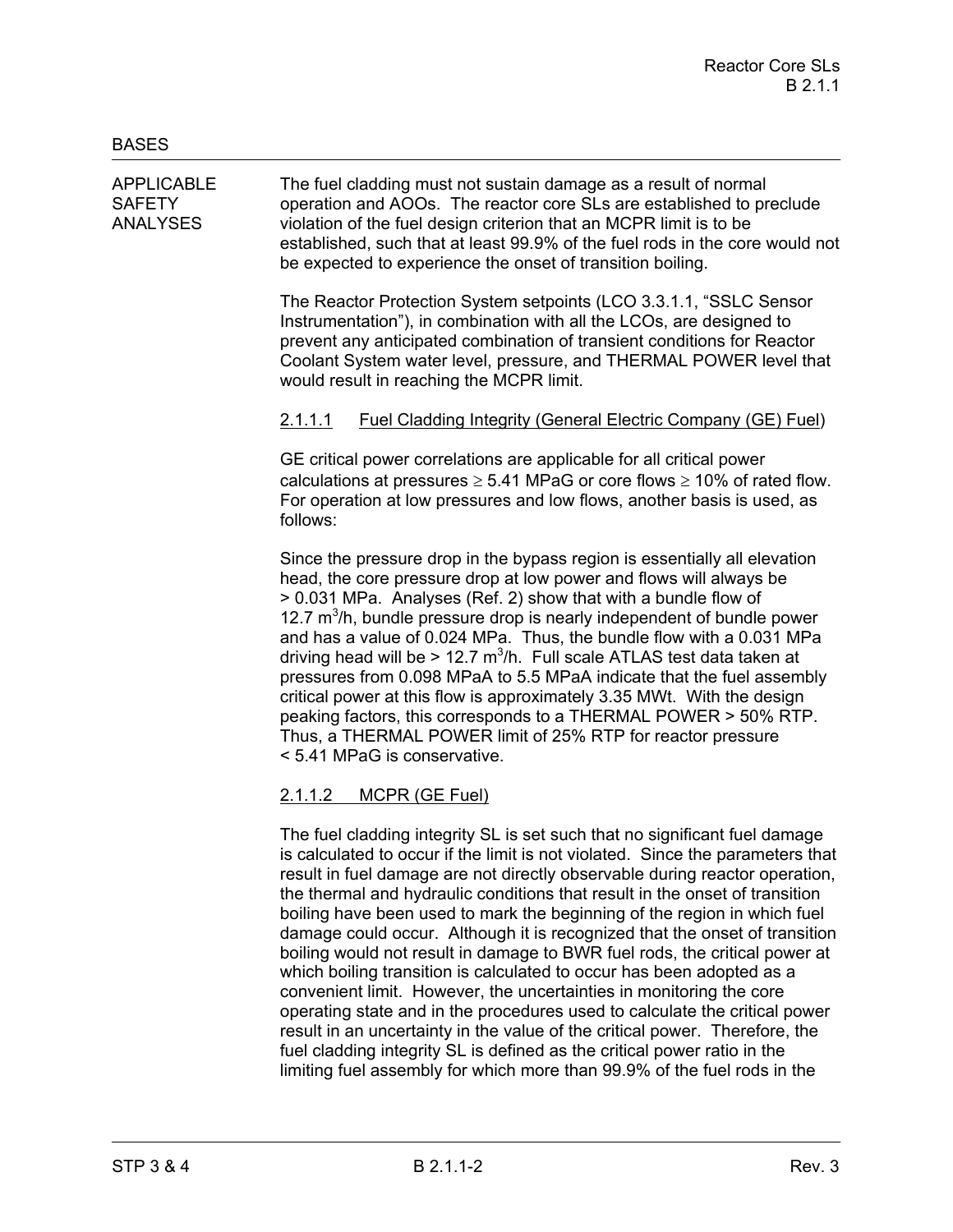BASES

APPLICABLE SAFETY ANALYSES

The fuel cladding must not sustain damage as a result of normal operation and AOOs. The reactor core SLs are established to preclude violation of the fuel design criterion that an MCPR limit is to be established, such that at least 99.9% of the fuel rods in the core would not be expected to experience the onset of transition boiling.

The Reactor Protection System setpoints (LCO 3.3.1.1, "SSLC Sensor Instrumentation"), in combination with all the LCOs, are designed to prevent any anticipated combination of transient conditions for Reactor Coolant System water level, pressure, and THERMAL POWER level that would result in reaching the MCPR limit.

2.1.1.1 Fuel Cladding Integrity (General Electric Company (GE) Fuel)

GE critical power correlations are applicable for all critical power calculations at pressures ≥ 5.41 MPaG or core flows ≥ 10% of rated flow. For operation at low pressures and low flows, another basis is used, as follows:

Since the pressure drop in the bypass region is essentially all elevation head, the core pressure drop at low power and flows will always be > 0.031 MPa. Analyses (Ref. 2) show that with a bundle flow of 12.7 $m^3$/h, bundle pressure drop is nearly independent of bundle power and has a value of 0.024 MPa. Thus, the bundle flow with a 0.031 MPa driving head will be > 12.7 $m^3$/h. Full scale ATLAS test data taken at pressures from 0.098 MPaA to 5.5 MPaA indicate that the fuel assembly critical power at this flow is approximately 3.35 MWt. With the design peaking factors, this corresponds to a THERMAL POWER > 50% RTP. Thus, a THERMAL POWER limit of 25% RTP for reactor pressure < 5.41 MPaG is conservative.

2.1.1.2 MCPR (GE Fuel)

The fuel cladding integrity SL is set such that no significant fuel damage is calculated to occur if the limit is not violated. Since the parameters that result in fuel damage are not directly observable during reactor operation, the thermal and hydraulic conditions that result in the onset of transition boiling have been used to mark the beginning of the region in which fuel damage could occur. Although it is recognized that the onset of transition boiling would not result in damage to BWR fuel rods, the critical power at which boiling transition is calculated to occur has been adopted as a convenient limit. However, the uncertainties in monitoring the core operating state and in the procedures used to calculate the critical power result in an uncertainty in the value of the critical power. Therefore, the fuel cladding integrity SL is defined as the critical power ratio in the limiting fuel assembly for which more than 99.9% of the fuel rods in the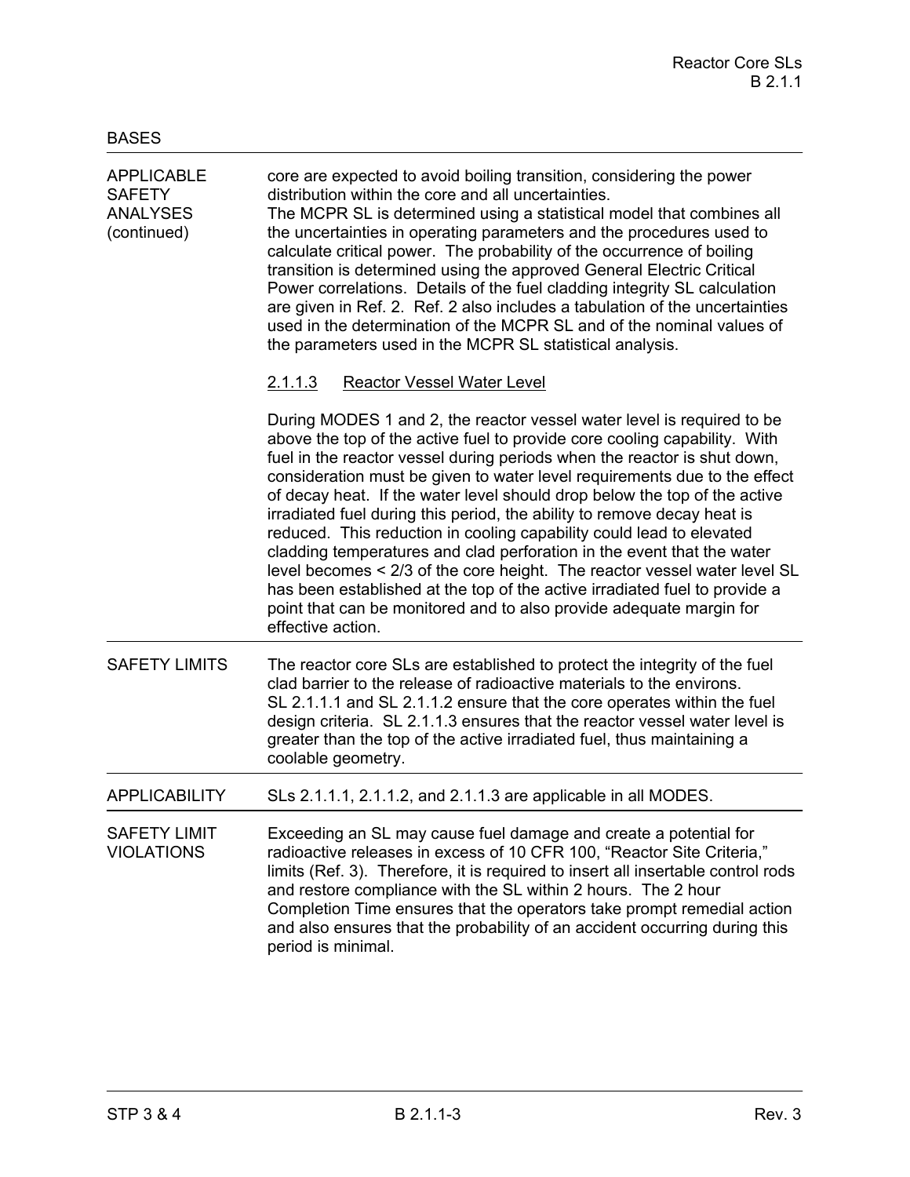BASES

APPLICABLE SAFETY ANALYSES (continued)

core are expected to avoid boiling transition, considering the power distribution within the core and all uncertainties.

The MCPR SL is determined using a statistical model that combines all the uncertainties in operating parameters and the procedures used to calculate critical power. The probability of the occurrence of boiling transition is determined using the approved General Electric Critical Power correlations. Details of the fuel cladding integrity SL calculation are given in Ref. 2. Ref. 2 also includes a tabulation of the uncertainties used in the determination of the MCPR SL and of the nominal values of the parameters used in the MCPR SL statistical analysis.

2.1.1.3 Reactor Vessel Water Level

During MODES 1 and 2, the reactor vessel water level is required to be above the top of the active fuel to provide core cooling capability. With fuel in the reactor vessel during periods when the reactor is shut down, consideration must be given to water level requirements due to the effect of decay heat. If the water level should drop below the top of the active irradiated fuel during this period, the ability to remove decay heat is reduced. This reduction in cooling capability could lead to elevated cladding temperatures and clad perforation in the event that the water level becomes < 2/3 of the core height. The reactor vessel water level SL has been established at the top of the active irradiated fuel to provide a point that can be monitored and to also provide adequate margin for effective action.

SAFETY LIMITS

The reactor core SLs are established to protect the integrity of the fuel clad barrier to the release of radioactive materials to the environs. SL 2.1.1.1 and SL 2.1.1.2 ensure that the core operates within the fuel design criteria. SL 2.1.1.3 ensures that the reactor vessel water level is greater than the top of the active irradiated fuel, thus maintaining a coolable geometry.

APPLICABILITY

SLs 2.1.1.1, 2.1.1.2, and 2.1.1.3 are applicable in all MODES.

SAFETY LIMIT VIOLATIONS

Exceeding an SL may cause fuel damage and create a potential for radioactive releases in excess of 10 CFR 100, "Reactor Site Criteria," limits (Ref. 3). Therefore, it is required to insert all insertable control rods and restore compliance with the SL within 2 hours. The 2 hour Completion Time ensures that the operators take prompt remedial action and also ensures that the probability of an accident occurring during this period is minimal.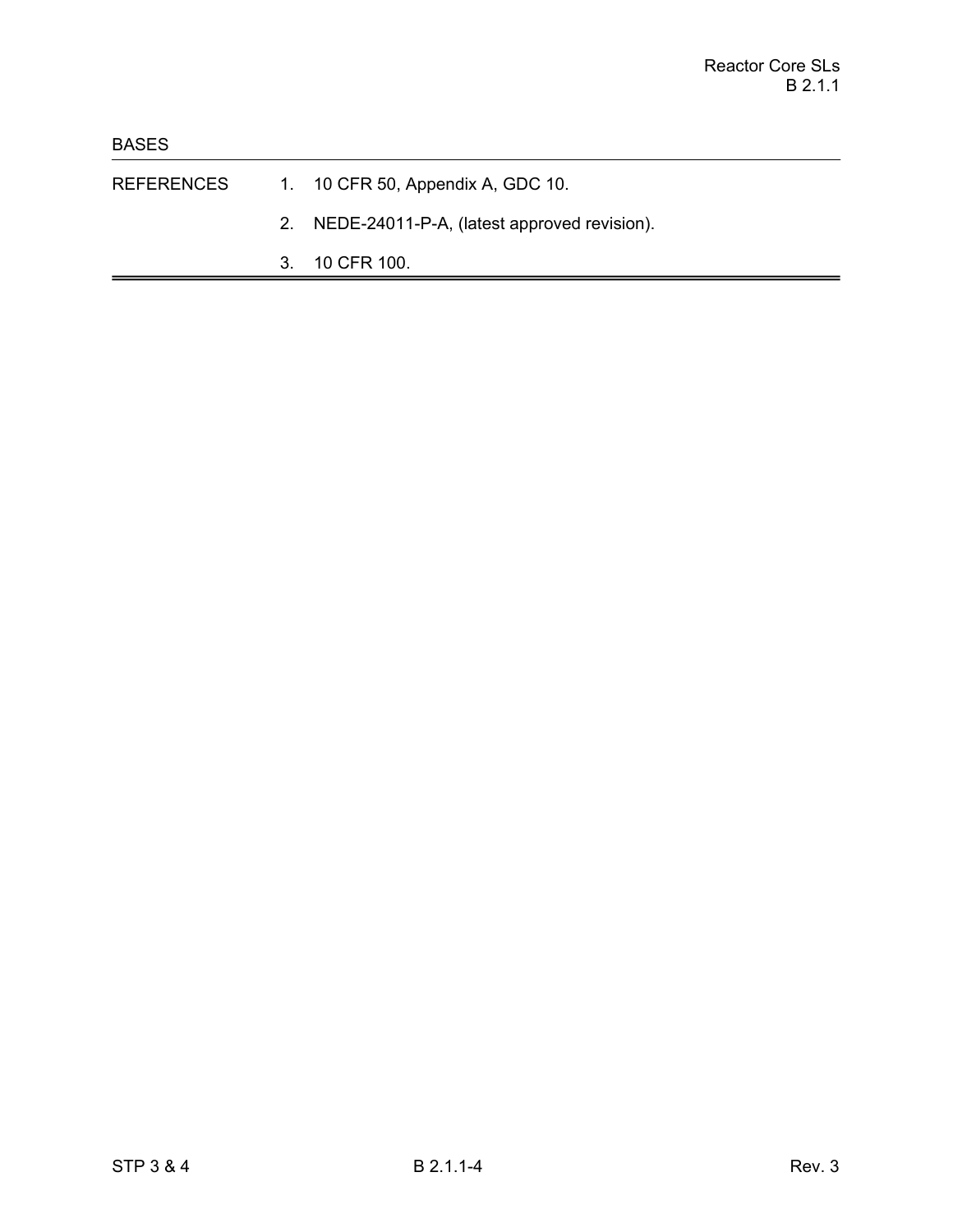BASES

REFERENCES

1. 10 CFR 50, Appendix A, GDC 10.
2. NEDE-24011-P-A, (latest approved revision).
3. 10 CFR 100.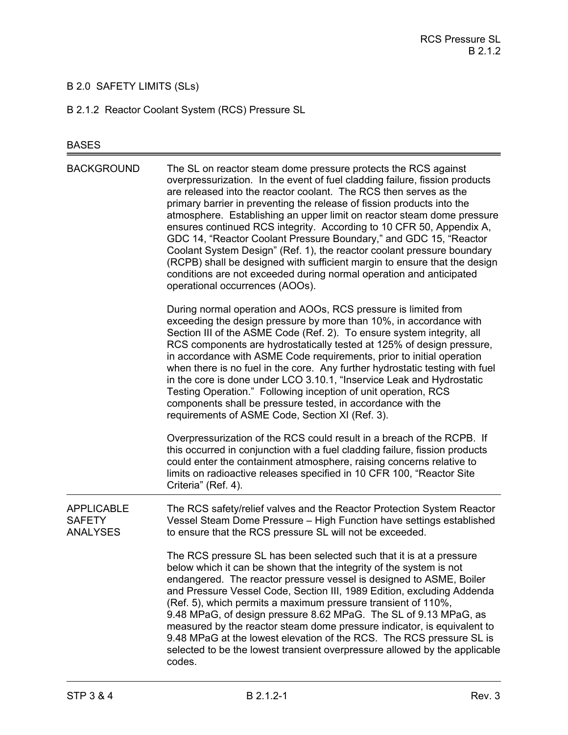# B 2.0 SAFETY LIMITS (SLs)

## B 2.1.2 Reactor Coolant System (RCS) Pressure SL

BASES

### BACKGROUND

The SL on reactor steam dome pressure protects the RCS against overpressurization. In the event of fuel cladding failure, fission products are released into the reactor coolant. The RCS then serves as the primary barrier in preventing the release of fission products into the atmosphere. Establishing an upper limit on reactor steam dome pressure ensures continued RCS integrity. According to 10 CFR 50, Appendix A, GDC 14, "Reactor Coolant Pressure Boundary," and GDC 15, "Reactor Coolant System Design" (Ref. 1), the reactor coolant pressure boundary (RCPB) shall be designed with sufficient margin to ensure that the design conditions are not exceeded during normal operation and anticipated operational occurrences (AOOs).

During normal operation and AOOs, RCS pressure is limited from exceeding the design pressure by more than 10%, in accordance with Section III of the ASME Code (Ref. 2). To ensure system integrity, all RCS components are hydrostatically tested at 125% of design pressure, in accordance with ASME Code requirements, prior to initial operation when there is no fuel in the core. Any further hydrostatic testing with fuel in the core is done under LCO 3.10.1, "Inservice Leak and Hydrostatic Testing Operation." Following inception of unit operation, RCS components shall be pressure tested, in accordance with the requirements of ASME Code, Section XI (Ref. 3).

Overpressurization of the RCS could result in a breach of the RCPB. If this occurred in conjunction with a fuel cladding failure, fission products could enter the containment atmosphere, raising concerns relative to limits on radioactive releases specified in 10 CFR 100, "Reactor Site Criteria" (Ref. 4).

### APPLICABLE SAFETY ANALYSES

The RCS safety/relief valves and the Reactor Protection System Reactor Vessel Steam Dome Pressure – High Function have settings established to ensure that the RCS pressure SL will not be exceeded.

The RCS pressure SL has been selected such that it is at a pressure below which it can be shown that the integrity of the system is not endangered. The reactor pressure vessel is designed to ASME, Boiler and Pressure Vessel Code, Section III, 1989 Edition, excluding Addenda (Ref. 5), which permits a maximum pressure transient of 110%, 9.48 MPaG, of design pressure 8.62 MPaG. The SL of 9.13 MPaG, as measured by the reactor steam dome pressure indicator, is equivalent to 9.48 MPaG at the lowest elevation of the RCS. The RCS pressure SL is selected to be the lowest transient overpressure allowed by the applicable codes.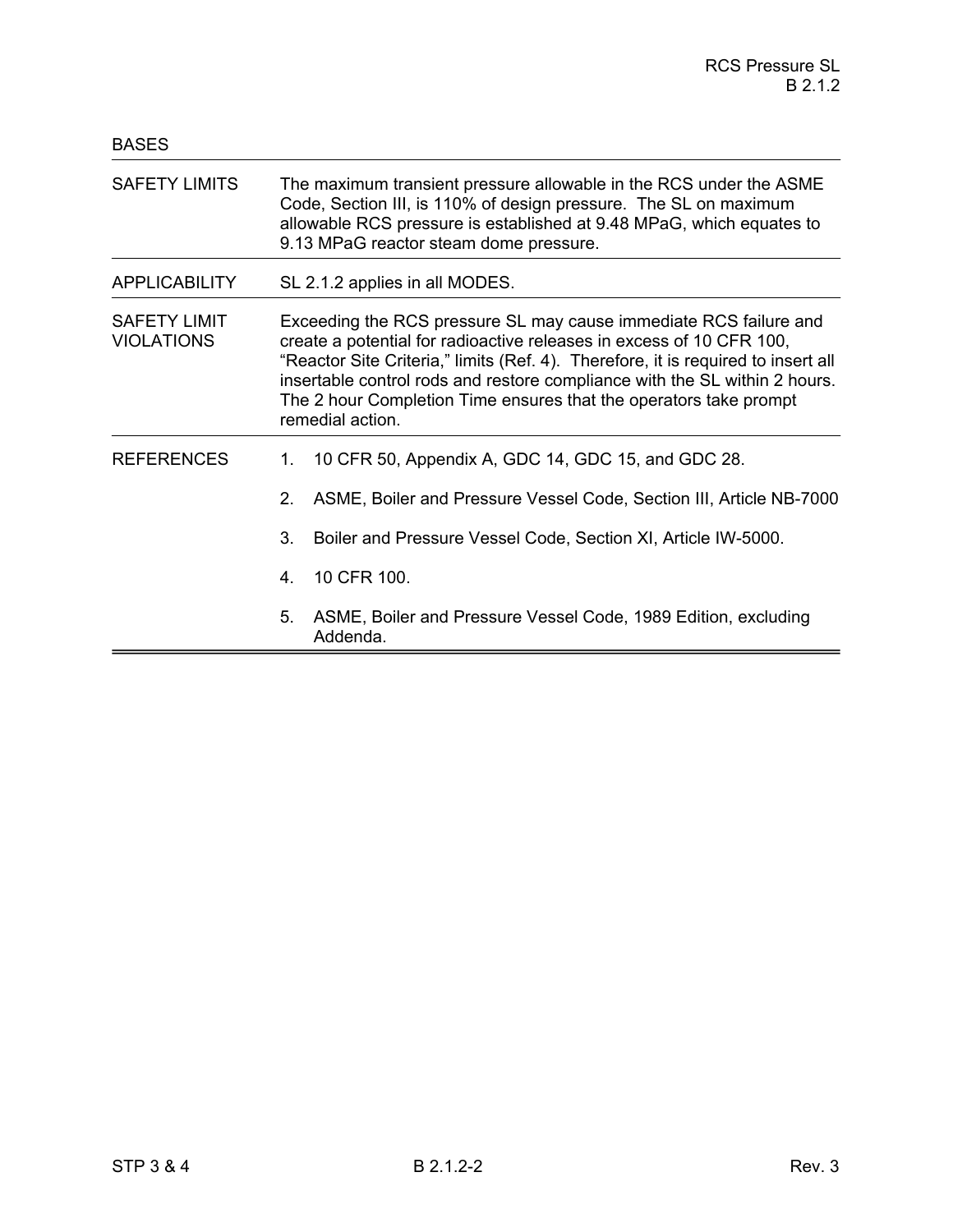BASES

| | |
|---|---|
| SAFETY LIMITS | The maximum transient pressure allowable in the RCS under the ASME Code, Section III, is 110% of design pressure. The SL on maximum allowable RCS pressure is established at 9.48 MPaG, which equates to 9.13 MPaG reactor steam dome pressure. |
| APPLICABILITY | SL 2.1.2 applies in all MODES. |
| SAFETY LIMIT VIOLATIONS | Exceeding the RCS pressure SL may cause immediate RCS failure and create a potential for radioactive releases in excess of 10 CFR 100, "Reactor Site Criteria," limits (Ref. 4). Therefore, it is required to insert all insertable control rods and restore compliance with the SL within 2 hours. The 2 hour Completion Time ensures that the operators take prompt remedial action. |
| REFERENCES | 1. 10 CFR 50, Appendix A, GDC 14, GDC 15, and GDC 28.<br><br>2. ASME, Boiler and Pressure Vessel Code, Section III, Article NB-7000<br><br>3. Boiler and Pressure Vessel Code, Section XI, Article IW-5000.<br><br>4. 10 CFR 100.<br><br>5. ASME, Boiler and Pressure Vessel Code, 1989 Edition, excluding Addenda. |